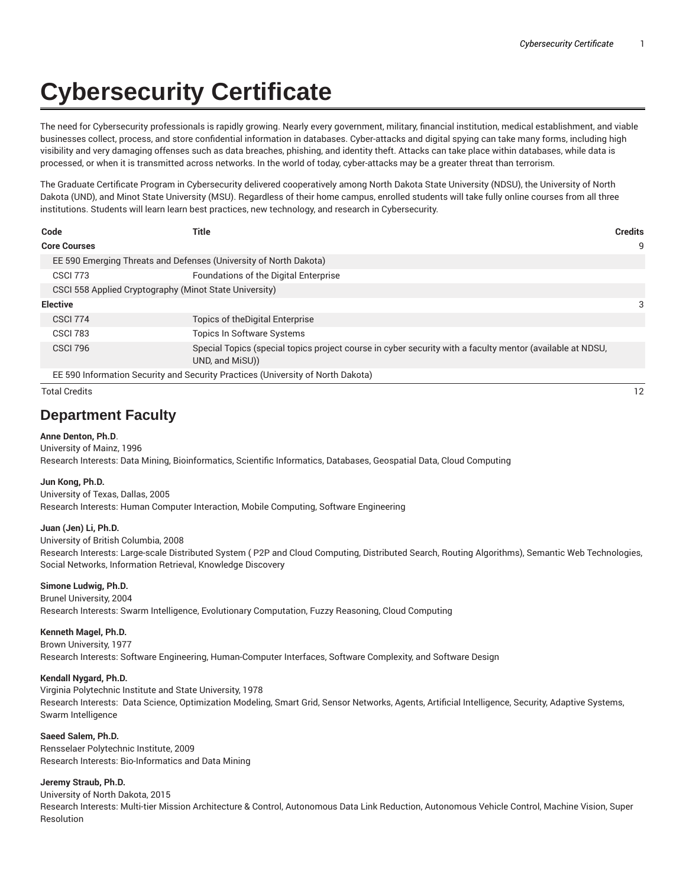# Cybersecurity Certificate

The need for Cybersecurity professionals is rapidly growing. Nearly every government, military, financial institution, medical establishment, and viable businesses collect, process, and store confidential information in databases. Cyber-attacks and digital spying can take many forms, including high visibility and very damaging offenses such as data breaches, phishing, and identity theft. Attacks can take place within databases, while data is processed, or when it is transmitted across networks. In the world of today, cyber-attacks may be a greater threat than terrorism.

The Graduate Certificate Program in Cybersecurity delivered cooperatively among North Dakota State University (NDSU), the University of North Dakota (UND), and Minot State University (MSU). Regardless of their home campus, enrolled students will take fully online courses from all three institutions. Students will learn learn best practices, new technology, and research in Cybersecurity.

| Code | Title | Credits |
|---|---|---|
| **Core Courses** | | 9 |
| EE 590 Emerging Threats and Defenses (University of North Dakota) | | |
| CSCI 773 | Foundations of the Digital Enterprise | |
| CSCI 558 Applied Cryptography (Minot State University) | | |
| **Elective** | | 3 |
| CSCI 774 | Topics of theDigital Enterprise | |
| CSCI 783 | Topics In Software Systems | |
| CSCI 796 | Special Topics (special topics project course in cyber security with a faculty mentor (available at NDSU, UND, and MiSU)) | |
| EE 590 Information Security and Security Practices (University of North Dakota) | | |
| Total Credits | | 12 |

## Department Faculty

**Anne Denton, Ph.D**.
University of Mainz, 1996
Research Interests: Data Mining, Bioinformatics, Scientific Informatics, Databases, Geospatial Data, Cloud Computing

**Jun Kong, Ph.D.**
University of Texas, Dallas, 2005
Research Interests: Human Computer Interaction, Mobile Computing, Software Engineering

**Juan (Jen) Li, Ph.D.**
University of British Columbia, 2008
Research Interests: Large-scale Distributed System ( P2P and Cloud Computing, Distributed Search, Routing Algorithms), Semantic Web Technologies, Social Networks, Information Retrieval, Knowledge Discovery

**Simone Ludwig, Ph.D.**
Brunel University, 2004
Research Interests: Swarm Intelligence, Evolutionary Computation, Fuzzy Reasoning, Cloud Computing

**Kenneth Magel, Ph.D.**
Brown University, 1977
Research Interests: Software Engineering, Human-Computer Interfaces, Software Complexity, and Software Design

**Kendall Nygard, Ph.D.**
Virginia Polytechnic Institute and State University, 1978
Research Interests: Data Science, Optimization Modeling, Smart Grid, Sensor Networks, Agents, Artificial Intelligence, Security, Adaptive Systems, Swarm Intelligence

**Saeed Salem, Ph.D.**
Rensselaer Polytechnic Institute, 2009
Research Interests: Bio-Informatics and Data Mining

**Jeremy Straub, Ph.D.**
University of North Dakota, 2015
Research Interests: Multi-tier Mission Architecture & Control, Autonomous Data Link Reduction, Autonomous Vehicle Control, Machine Vision, Super Resolution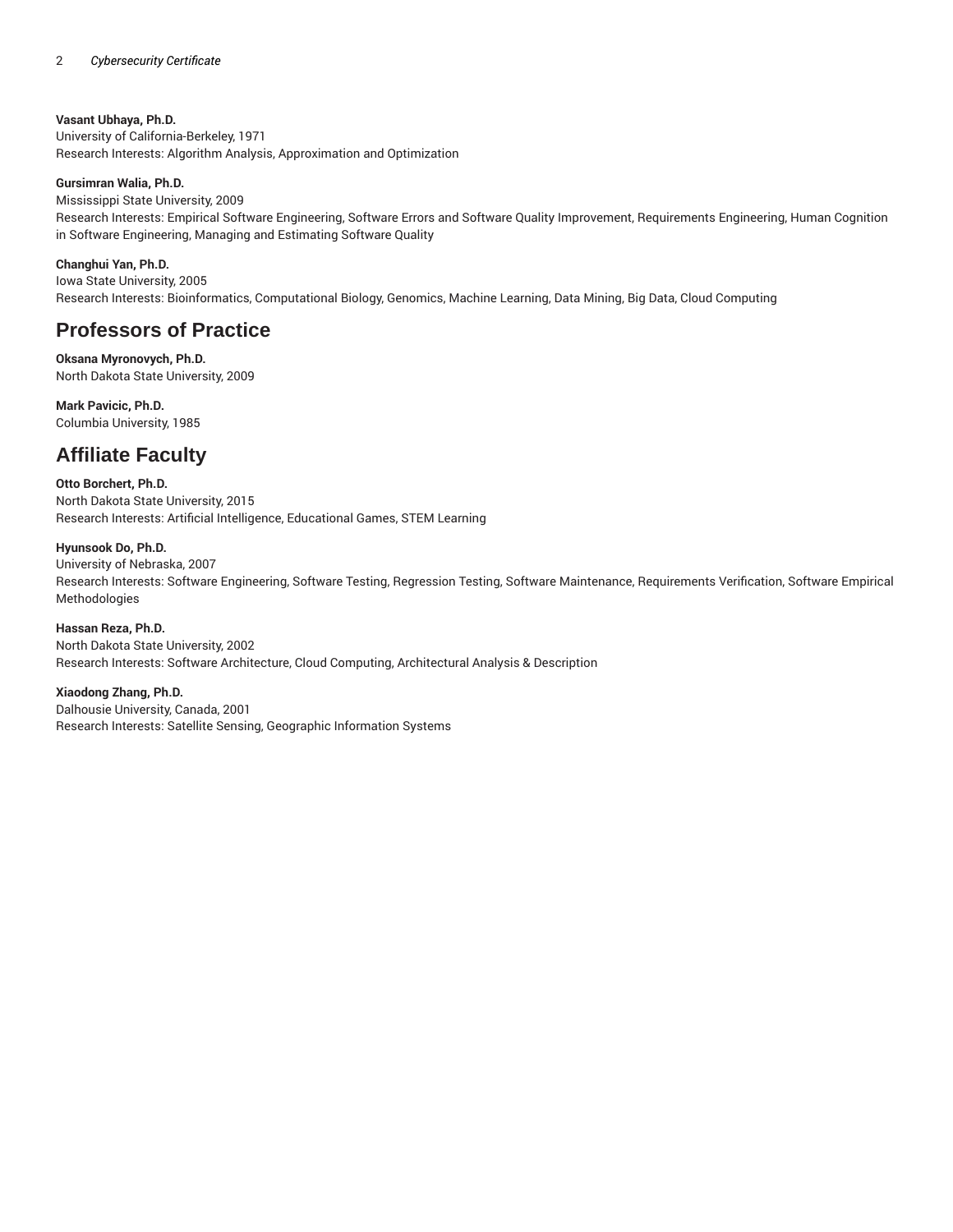**Vasant Ubhaya, Ph.D.**
University of California-Berkeley, 1971
Research Interests: Algorithm Analysis, Approximation and Optimization

**Gursimran Walia, Ph.D.**
Mississippi State University, 2009
Research Interests: Empirical Software Engineering, Software Errors and Software Quality Improvement, Requirements Engineering, Human Cognition in Software Engineering, Managing and Estimating Software Quality

**Changhui Yan, Ph.D.**
Iowa State University, 2005
Research Interests: Bioinformatics, Computational Biology, Genomics, Machine Learning, Data Mining, Big Data, Cloud Computing

## Professors of Practice

**Oksana Myronovych, Ph.D.**
North Dakota State University, 2009

**Mark Pavicic, Ph.D.**
Columbia University, 1985

## Affiliate Faculty

**Otto Borchert, Ph.D.**
North Dakota State University, 2015
Research Interests: Artificial Intelligence, Educational Games, STEM Learning

**Hyunsook Do, Ph.D.**
University of Nebraska, 2007
Research Interests: Software Engineering, Software Testing, Regression Testing, Software Maintenance, Requirements Verification, Software Empirical Methodologies

**Hassan Reza, Ph.D.**
North Dakota State University, 2002
Research Interests: Software Architecture, Cloud Computing, Architectural Analysis & Description

**Xiaodong Zhang, Ph.D.**
Dalhousie University, Canada, 2001
Research Interests: Satellite Sensing, Geographic Information Systems